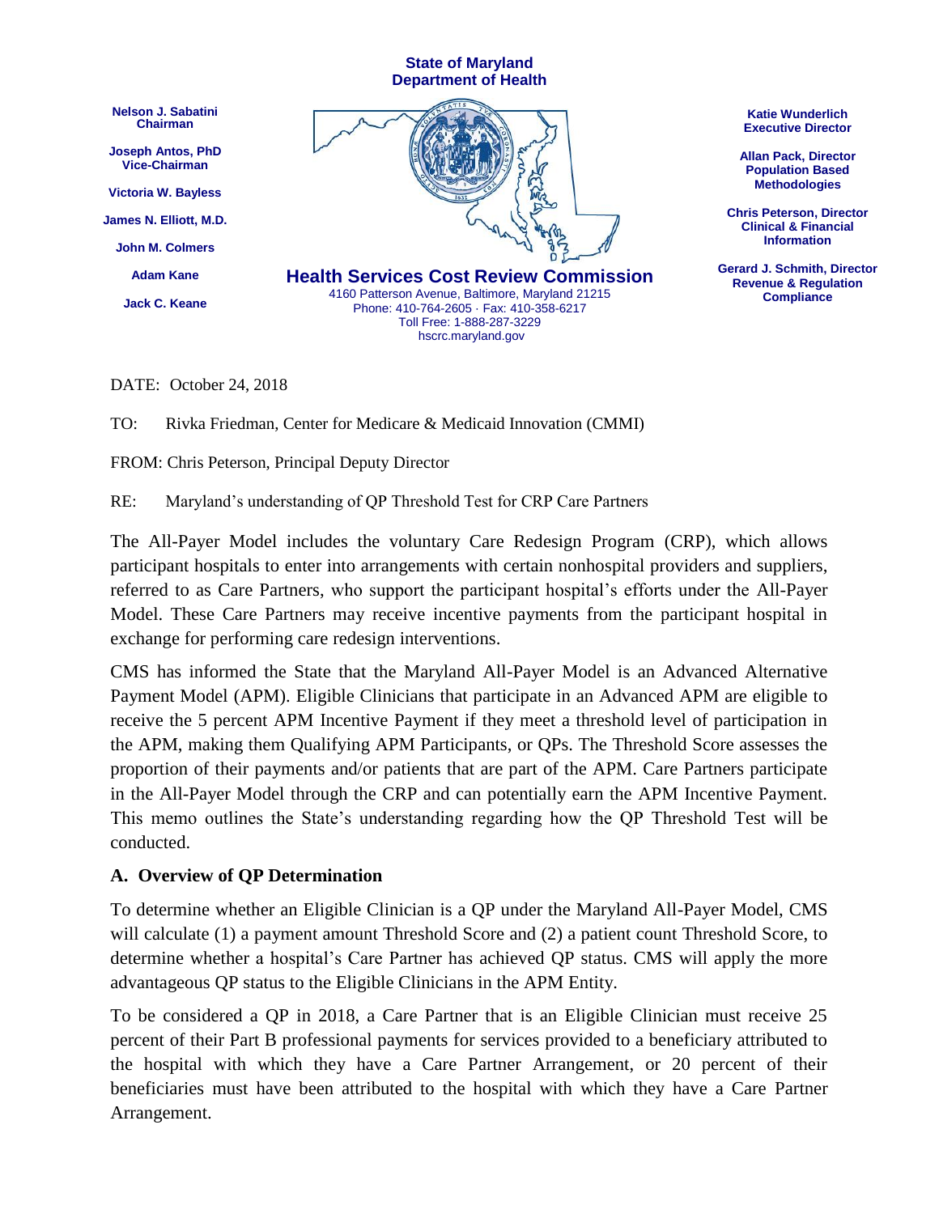**State of Maryland**
**Department of Health**

**Nelson J. Sabatini**
**Chairman**

**Joseph Antos, PhD**
**Vice-Chairman**

**Victoria W. Bayless**

**James N. Elliott, M.D.**

**John M. Colmers**

**Adam Kane**

**Jack C. Keane**

**Health Services Cost Review Commission**
4160 Patterson Avenue, Baltimore, Maryland 21215
Phone: 410-764-2605 · Fax: 410-358-6217
Toll Free: 1-888-287-3229
hscrc.maryland.gov

**Katie Wunderlich**
**Executive Director**

**Allan Pack, Director**
**Population Based Methodologies**

**Chris Peterson, Director**
**Clinical & Financial Information**

**Gerard J. Schmith, Director**
**Revenue & Regulation Compliance**

DATE: October 24, 2018

TO: Rivka Friedman, Center for Medicare & Medicaid Innovation (CMMI)

FROM: Chris Peterson, Principal Deputy Director

RE: Maryland's understanding of QP Threshold Test for CRP Care Partners

The All-Payer Model includes the voluntary Care Redesign Program (CRP), which allows participant hospitals to enter into arrangements with certain nonhospital providers and suppliers, referred to as Care Partners, who support the participant hospital's efforts under the All-Payer Model. These Care Partners may receive incentive payments from the participant hospital in exchange for performing care redesign interventions.

CMS has informed the State that the Maryland All-Payer Model is an Advanced Alternative Payment Model (APM). Eligible Clinicians that participate in an Advanced APM are eligible to receive the 5 percent APM Incentive Payment if they meet a threshold level of participation in the APM, making them Qualifying APM Participants, or QPs. The Threshold Score assesses the proportion of their payments and/or patients that are part of the APM. Care Partners participate in the All-Payer Model through the CRP and can potentially earn the APM Incentive Payment. This memo outlines the State's understanding regarding how the QP Threshold Test will be conducted.

## A. Overview of QP Determination

To determine whether an Eligible Clinician is a QP under the Maryland All-Payer Model, CMS will calculate (1) a payment amount Threshold Score and (2) a patient count Threshold Score, to determine whether a hospital's Care Partner has achieved QP status. CMS will apply the more advantageous QP status to the Eligible Clinicians in the APM Entity.

To be considered a QP in 2018, a Care Partner that is an Eligible Clinician must receive 25 percent of their Part B professional payments for services provided to a beneficiary attributed to the hospital with which they have a Care Partner Arrangement, or 20 percent of their beneficiaries must have been attributed to the hospital with which they have a Care Partner Arrangement.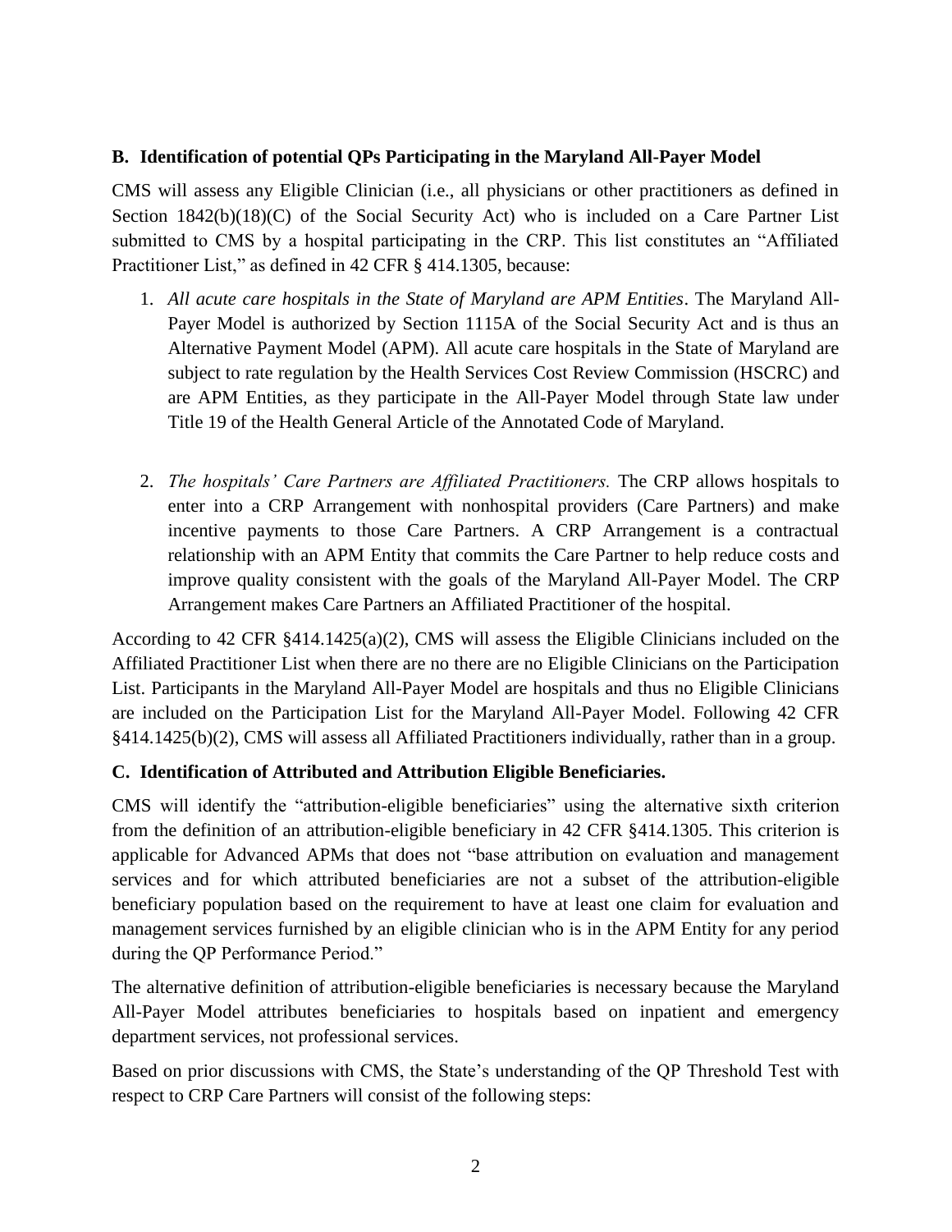**B. Identification of potential QPs Participating in the Maryland All-Payer Model**

CMS will assess any Eligible Clinician (i.e., all physicians or other practitioners as defined in Section 1842(b)(18)(C) of the Social Security Act) who is included on a Care Partner List submitted to CMS by a hospital participating in the CRP. This list constitutes an "Affiliated Practitioner List," as defined in 42 CFR § 414.1305, because:

1. *All acute care hospitals in the State of Maryland are APM Entities*. The Maryland All-Payer Model is authorized by Section 1115A of the Social Security Act and is thus an Alternative Payment Model (APM). All acute care hospitals in the State of Maryland are subject to rate regulation by the Health Services Cost Review Commission (HSCRC) and are APM Entities, as they participate in the All-Payer Model through State law under Title 19 of the Health General Article of the Annotated Code of Maryland.

2. *The hospitals' Care Partners are Affiliated Practitioners.* The CRP allows hospitals to enter into a CRP Arrangement with nonhospital providers (Care Partners) and make incentive payments to those Care Partners. A CRP Arrangement is a contractual relationship with an APM Entity that commits the Care Partner to help reduce costs and improve quality consistent with the goals of the Maryland All-Payer Model. The CRP Arrangement makes Care Partners an Affiliated Practitioner of the hospital.

According to 42 CFR §414.1425(a)(2), CMS will assess the Eligible Clinicians included on the Affiliated Practitioner List when there are no there are no Eligible Clinicians on the Participation List. Participants in the Maryland All-Payer Model are hospitals and thus no Eligible Clinicians are included on the Participation List for the Maryland All-Payer Model. Following 42 CFR §414.1425(b)(2), CMS will assess all Affiliated Practitioners individually, rather than in a group.

**C. Identification of Attributed and Attribution Eligible Beneficiaries.**

CMS will identify the "attribution-eligible beneficiaries" using the alternative sixth criterion from the definition of an attribution-eligible beneficiary in 42 CFR §414.1305. This criterion is applicable for Advanced APMs that does not "base attribution on evaluation and management services and for which attributed beneficiaries are not a subset of the attribution-eligible beneficiary population based on the requirement to have at least one claim for evaluation and management services furnished by an eligible clinician who is in the APM Entity for any period during the QP Performance Period."

The alternative definition of attribution-eligible beneficiaries is necessary because the Maryland All-Payer Model attributes beneficiaries to hospitals based on inpatient and emergency department services, not professional services.

Based on prior discussions with CMS, the State's understanding of the QP Threshold Test with respect to CRP Care Partners will consist of the following steps: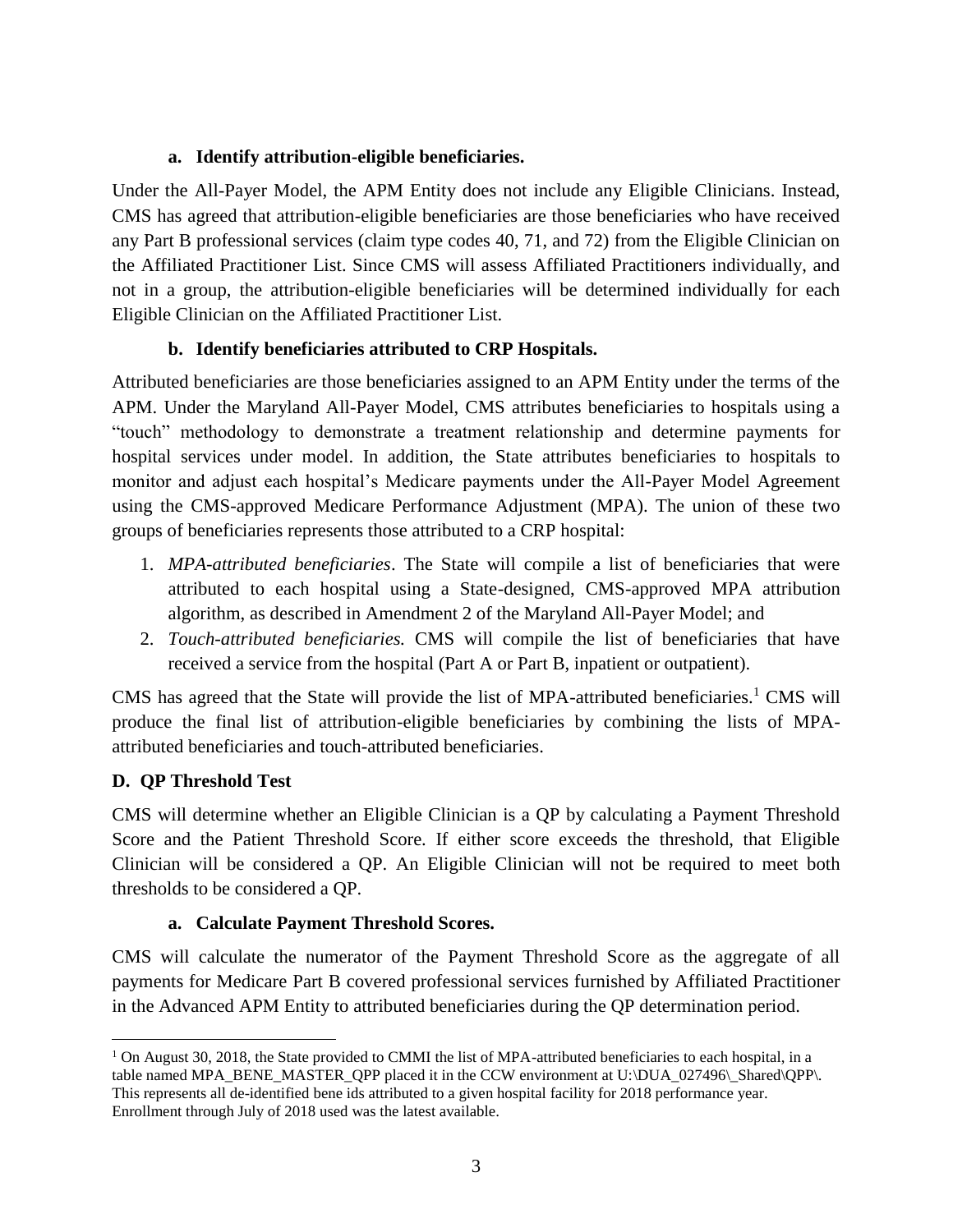### a. Identify attribution-eligible beneficiaries.

Under the All-Payer Model, the APM Entity does not include any Eligible Clinicians. Instead, CMS has agreed that attribution-eligible beneficiaries are those beneficiaries who have received any Part B professional services (claim type codes 40, 71, and 72) from the Eligible Clinician on the Affiliated Practitioner List. Since CMS will assess Affiliated Practitioners individually, and not in a group, the attribution-eligible beneficiaries will be determined individually for each Eligible Clinician on the Affiliated Practitioner List.

### b. Identify beneficiaries attributed to CRP Hospitals.

Attributed beneficiaries are those beneficiaries assigned to an APM Entity under the terms of the APM. Under the Maryland All-Payer Model, CMS attributes beneficiaries to hospitals using a "touch" methodology to demonstrate a treatment relationship and determine payments for hospital services under model. In addition, the State attributes beneficiaries to hospitals to monitor and adjust each hospital's Medicare payments under the All-Payer Model Agreement using the CMS-approved Medicare Performance Adjustment (MPA). The union of these two groups of beneficiaries represents those attributed to a CRP hospital:

1. *MPA-attributed beneficiaries*. The State will compile a list of beneficiaries that were attributed to each hospital using a State-designed, CMS-approved MPA attribution algorithm, as described in Amendment 2 of the Maryland All-Payer Model; and
2. *Touch-attributed beneficiaries.* CMS will compile the list of beneficiaries that have received a service from the hospital (Part A or Part B, inpatient or outpatient).

CMS has agreed that the State will provide the list of MPA-attributed beneficiaries.[1] CMS will produce the final list of attribution-eligible beneficiaries by combining the lists of MPA-attributed beneficiaries and touch-attributed beneficiaries.

## D. QP Threshold Test

CMS will determine whether an Eligible Clinician is a QP by calculating a Payment Threshold Score and the Patient Threshold Score. If either score exceeds the threshold, that Eligible Clinician will be considered a QP. An Eligible Clinician will not be required to meet both thresholds to be considered a QP.

### a. Calculate Payment Threshold Scores.

CMS will calculate the numerator of the Payment Threshold Score as the aggregate of all payments for Medicare Part B covered professional services furnished by Affiliated Practitioner in the Advanced APM Entity to attributed beneficiaries during the QP determination period.

---

[1] On August 30, 2018, the State provided to CMMI the list of MPA-attributed beneficiaries to each hospital, in a table named MPA_BENE_MASTER_QPP placed it in the CCW environment at U:\DUA_027496\_Shared\QPP\. This represents all de-identified bene ids attributed to a given hospital facility for 2018 performance year. Enrollment through July of 2018 used was the latest available.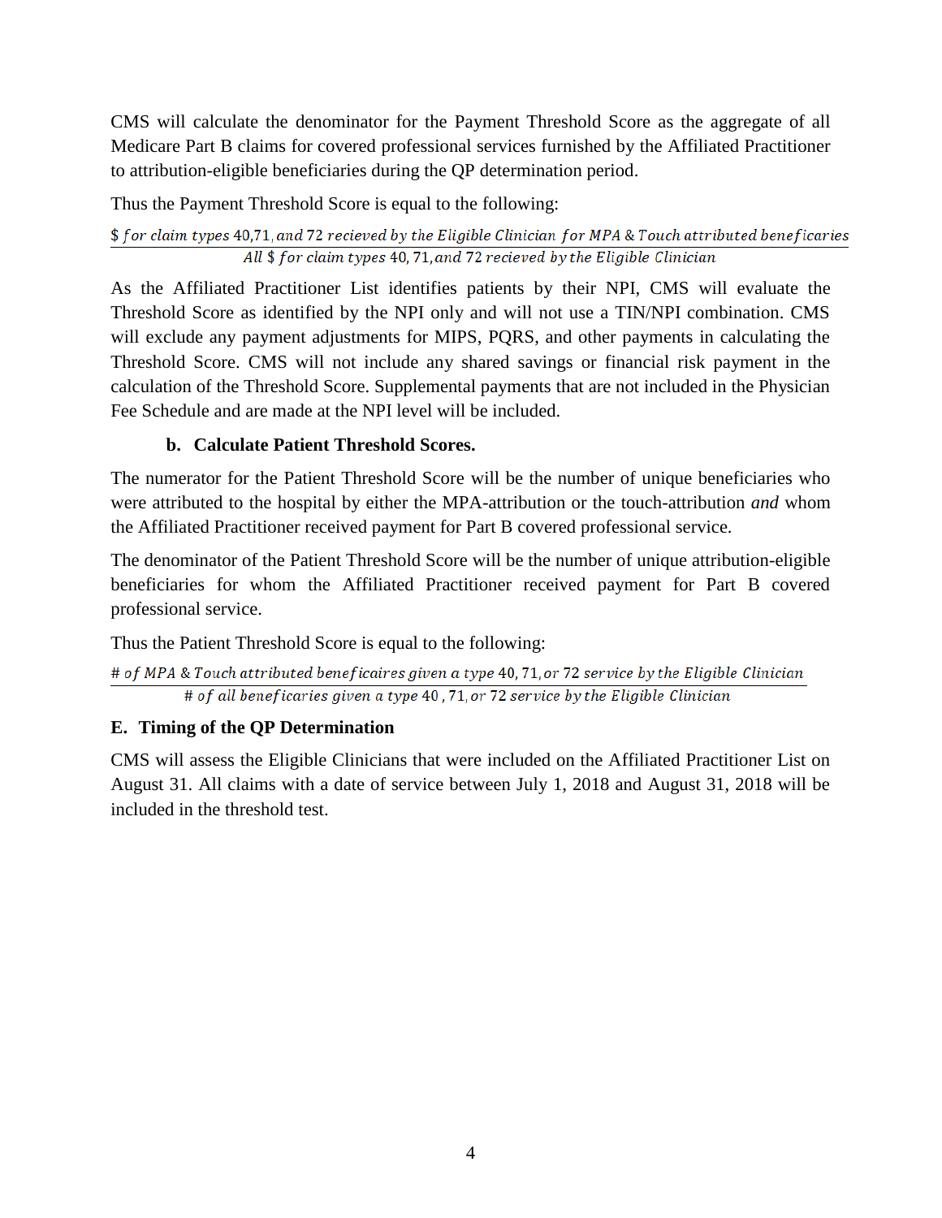CMS will calculate the denominator for the Payment Threshold Score as the aggregate of all Medicare Part B claims for covered professional services furnished by the Affiliated Practitioner to attribution-eligible beneficiaries during the QP determination period.

Thus the Payment Threshold Score is equal to the following:

$$\frac{\$ \textit{ for claim types } 40, 71, \textit{ and } 72 \textit{ recieved by the Eligible Clinician for MPA } \& \textit{ Touch attributed beneficaries}}{\textit{All } \$ \textit{ for claim types } 40, 71, \textit{and } 72 \textit{ recieved by the Eligible Clinician}}$$

As the Affiliated Practitioner List identifies patients by their NPI, CMS will evaluate the Threshold Score as identified by the NPI only and will not use a TIN/NPI combination. CMS will exclude any payment adjustments for MIPS, PQRS, and other payments in calculating the Threshold Score. CMS will not include any shared savings or financial risk payment in the calculation of the Threshold Score. Supplemental payments that are not included in the Physician Fee Schedule and are made at the NPI level will be included.

### b. Calculate Patient Threshold Scores.

The numerator for the Patient Threshold Score will be the number of unique beneficiaries who were attributed to the hospital by either the MPA-attribution or the touch-attribution *and* whom the Affiliated Practitioner received payment for Part B covered professional service.

The denominator of the Patient Threshold Score will be the number of unique attribution-eligible beneficiaries for whom the Affiliated Practitioner received payment for Part B covered professional service.

Thus the Patient Threshold Score is equal to the following:

$$\frac{\# \textit{ of MPA } \& \textit{ Touch attributed beneficaires given a type } 40, 71, \textit{or } 72 \textit{ service by the Eligible Clinician}}{\# \textit{ of all beneficaries given a type } 40, 71, \textit{or } 72 \textit{ service by the Eligible Clinician}}$$

## E. Timing of the QP Determination

CMS will assess the Eligible Clinicians that were included on the Affiliated Practitioner List on August 31. All claims with a date of service between July 1, 2018 and August 31, 2018 will be included in the threshold test.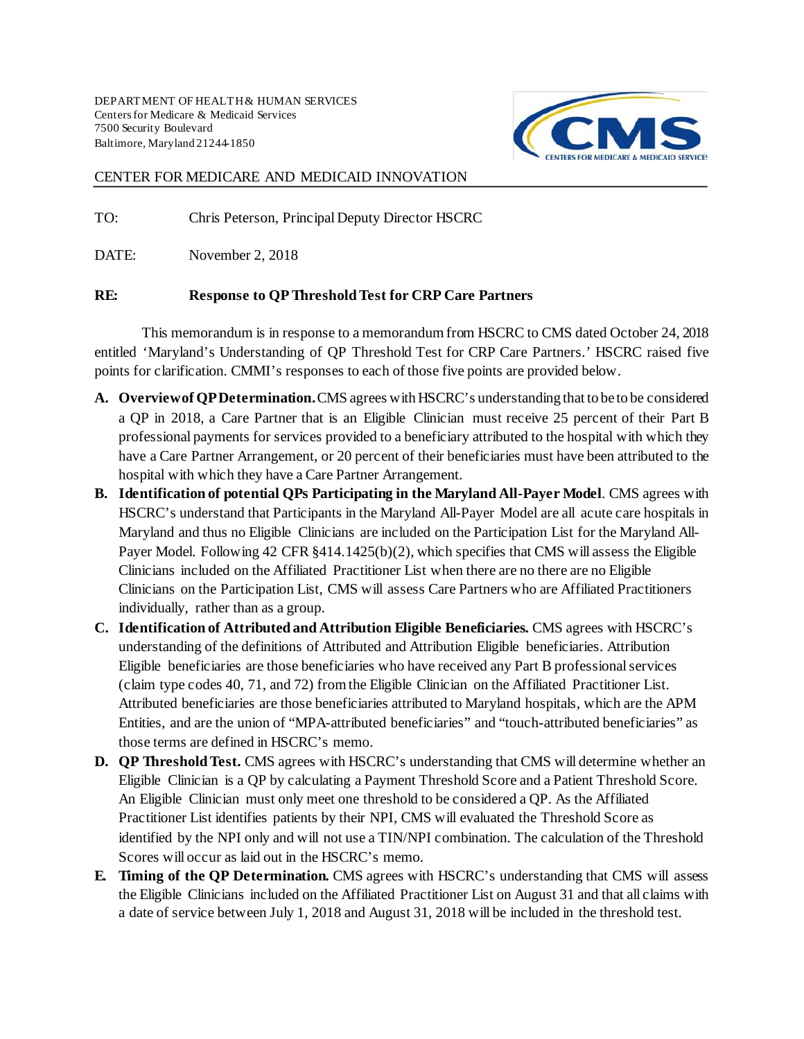DEPARTMENT OF HEALTH & HUMAN SERVICES
Centers for Medicare & Medicaid Services
7500 Security Boulevard
Baltimore, Maryland 21244-1850

CENTER FOR MEDICARE AND MEDICAID INNOVATION

TO: Chris Peterson, Principal Deputy Director HSCRC

DATE: November 2, 2018

**RE: Response to QP Threshold Test for CRP Care Partners**

This memorandum is in response to a memorandum from HSCRC to CMS dated October 24, 2018 entitled 'Maryland's Understanding of QP Threshold Test for CRP Care Partners.' HSCRC raised five points for clarification. CMMI's responses to each of those five points are provided below.

**A. Overview of QP Determination.** CMS agrees with HSCRC's understanding that to be to be considered a QP in 2018, a Care Partner that is an Eligible Clinician must receive 25 percent of their Part B professional payments for services provided to a beneficiary attributed to the hospital with which they have a Care Partner Arrangement, or 20 percent of their beneficiaries must have been attributed to the hospital with which they have a Care Partner Arrangement.

**B. Identification of potential QPs Participating in the Maryland All-Payer Model**. CMS agrees with HSCRC's understand that Participants in the Maryland All-Payer Model are all acute care hospitals in Maryland and thus no Eligible Clinicians are included on the Participation List for the Maryland All-Payer Model. Following 42 CFR §414.1425(b)(2), which specifies that CMS will assess the Eligible Clinicians included on the Affiliated Practitioner List when there are no there are no Eligible Clinicians on the Participation List, CMS will assess Care Partners who are Affiliated Practitioners individually, rather than as a group.

**C. Identification of Attributed and Attribution Eligible Beneficiaries.** CMS agrees with HSCRC's understanding of the definitions of Attributed and Attribution Eligible beneficiaries. Attribution Eligible beneficiaries are those beneficiaries who have received any Part B professional services (claim type codes 40, 71, and 72) from the Eligible Clinician on the Affiliated Practitioner List. Attributed beneficiaries are those beneficiaries attributed to Maryland hospitals, which are the APM Entities, and are the union of "MPA-attributed beneficiaries" and "touch-attributed beneficiaries" as those terms are defined in HSCRC's memo.

**D. QP Threshold Test.** CMS agrees with HSCRC's understanding that CMS will determine whether an Eligible Clinician is a QP by calculating a Payment Threshold Score and a Patient Threshold Score. An Eligible Clinician must only meet one threshold to be considered a QP. As the Affiliated Practitioner List identifies patients by their NPI, CMS will evaluated the Threshold Score as identified by the NPI only and will not use a TIN/NPI combination. The calculation of the Threshold Scores will occur as laid out in the HSCRC's memo.

**E. Timing of the QP Determination.** CMS agrees with HSCRC's understanding that CMS will assess the Eligible Clinicians included on the Affiliated Practitioner List on August 31 and that all claims with a date of service between July 1, 2018 and August 31, 2018 will be included in the threshold test.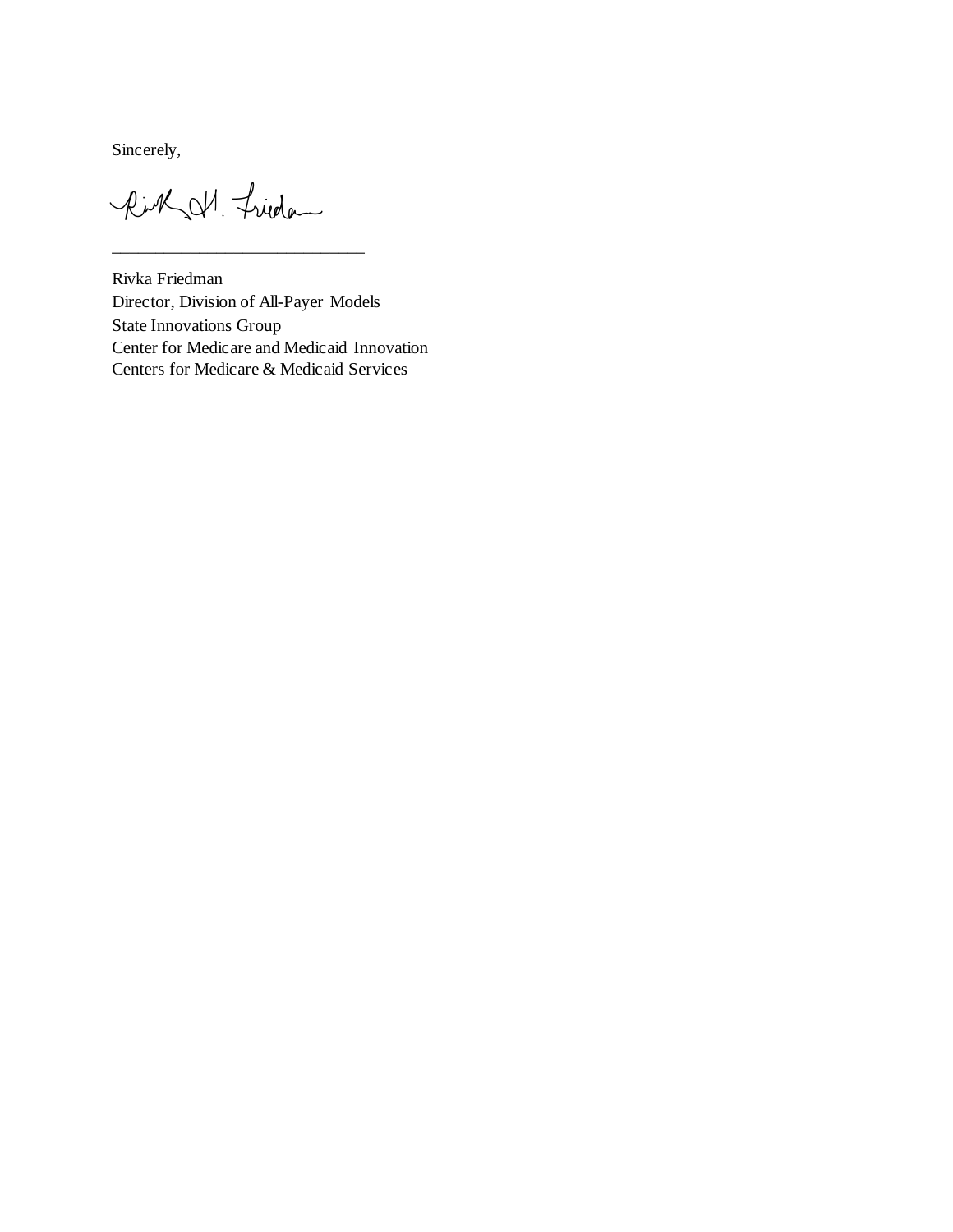Sincerely,

\_\_\_\_\_\_\_\_\_\_\_\_\_\_\_\_\_\_\_\_\_\_\_\_\_\_\_\_

Rivka Friedman
Director, Division of All-Payer Models
State Innovations Group
Center for Medicare and Medicaid Innovation
Centers for Medicare & Medicaid Services